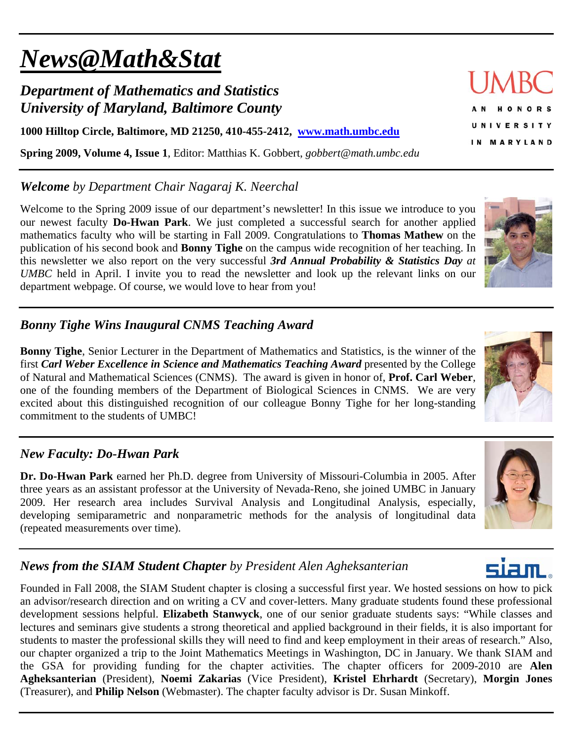# *News@Math&Stat*

## *Department of Mathematics and Statistics*
## *University of Maryland, Baltimore County*

**1000 Hilltop Circle, Baltimore, MD 21250, 410-455-2412, www.math.umbc.edu**

**Spring 2009, Volume 4, Issue 1**, Editor: Matthias K. Gobbert, *gobbert@math.umbc.edu*

UMBC
AN HONORS UNIVERSITY IN MARYLAND

---

### ***Welcome** by Department Chair Nagaraj K. Neerchal*

Welcome to the Spring 2009 issue of our department's newsletter! In this issue we introduce to you our newest faculty **Do-Hwan Park**. We just completed a successful search for another applied mathematics faculty who will be starting in Fall 2009. Congratulations to **Thomas Mathew** on the publication of his second book and **Bonny Tighe** on the campus wide recognition of her teaching. In this newsletter we also report on the very successful ***3rd Annual Probability & Statistics Day** at UMBC* held in April. I invite you to read the newsletter and look up the relevant links on our department webpage. Of course, we would love to hear from you!

---

### *Bonny Tighe Wins Inaugural CNMS Teaching Award*

**Bonny Tighe**, Senior Lecturer in the Department of Mathematics and Statistics, is the winner of the first ***Carl Weber Excellence in Science and Mathematics Teaching Award*** presented by the College of Natural and Mathematical Sciences (CNMS). The award is given in honor of, **Prof. Carl Weber**, one of the founding members of the Department of Biological Sciences in CNMS. We are very excited about this distinguished recognition of our colleague Bonny Tighe for her long-standing commitment to the students of UMBC!

---

### *New Faculty: Do-Hwan Park*

**Dr. Do-Hwan Park** earned her Ph.D. degree from University of Missouri-Columbia in 2005. After three years as an assistant professor at the University of Nevada-Reno, she joined UMBC in January 2009. Her research area includes Survival Analysis and Longitudinal Analysis, especially, developing semiparametric and nonparametric methods for the analysis of longitudinal data (repeated measurements over time).

---

### ***News from the SIAM Student Chapter** by President Alen Agheksanterian*

Founded in Fall 2008, the SIAM Student chapter is closing a successful first year. We hosted sessions on how to pick an advisor/research direction and on writing a CV and cover-letters. Many graduate students found these professional development sessions helpful. **Elizabeth Stanwyck**, one of our senior graduate students says: "While classes and lectures and seminars give students a strong theoretical and applied background in their fields, it is also important for students to master the professional skills they will need to find and keep employment in their areas of research." Also, our chapter organized a trip to the Joint Mathematics Meetings in Washington, DC in January. We thank SIAM and the GSA for providing funding for the chapter activities. The chapter officers for 2009-2010 are **Alen Agheksanterian** (President), **Noemi Zakarias** (Vice President), **Kristel Ehrhardt** (Secretary), **Morgin Jones** (Treasurer), and **Philip Nelson** (Webmaster). The chapter faculty advisor is Dr. Susan Minkoff.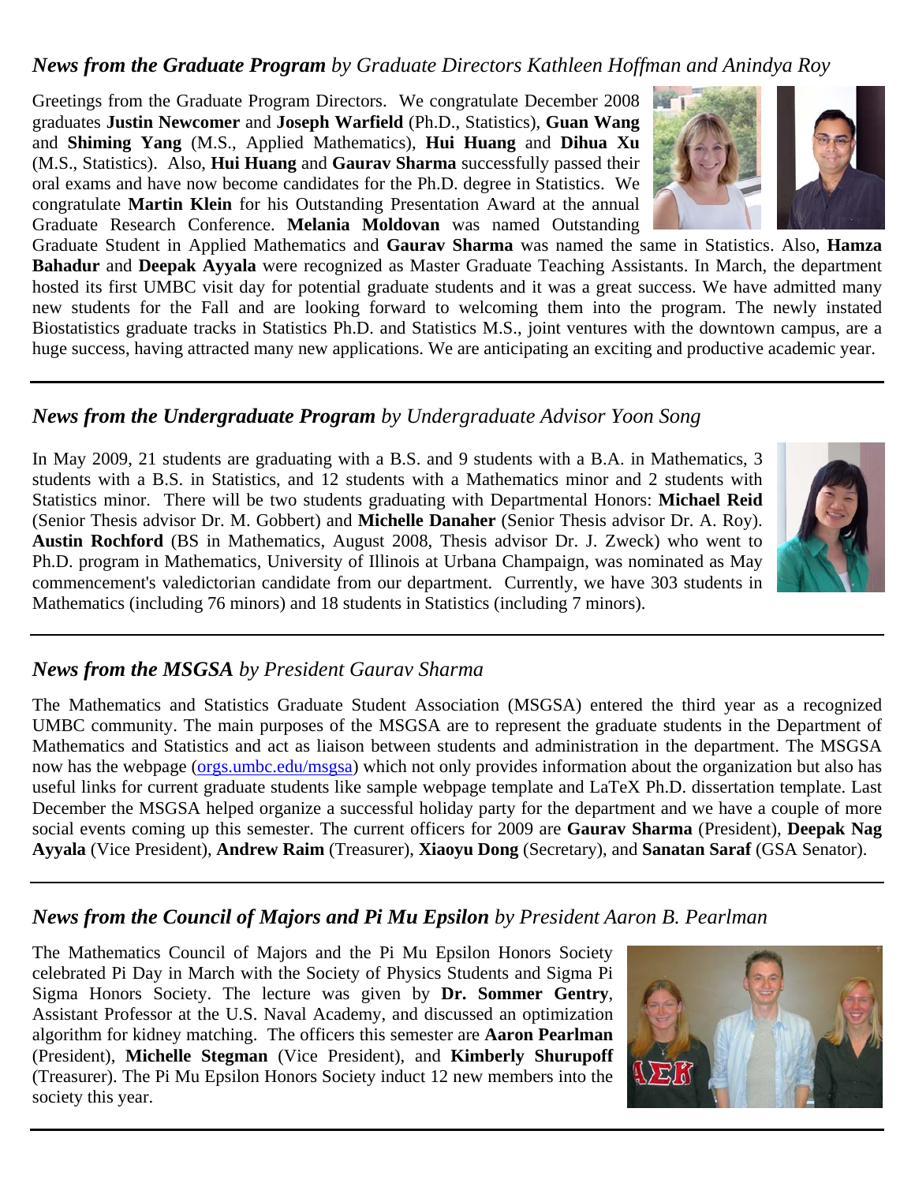## *News from the Graduate Program* *by Graduate Directors Kathleen Hoffman and Anindya Roy*

Greetings from the Graduate Program Directors. We congratulate December 2008 graduates **Justin Newcomer** and **Joseph Warfield** (Ph.D., Statistics), **Guan Wang** and **Shiming Yang** (M.S., Applied Mathematics), **Hui Huang** and **Dihua Xu** (M.S., Statistics). Also, **Hui Huang** and **Gaurav Sharma** successfully passed their oral exams and have now become candidates for the Ph.D. degree in Statistics. We congratulate **Martin Klein** for his Outstanding Presentation Award at the annual Graduate Research Conference. **Melania Moldovan** was named Outstanding Graduate Student in Applied Mathematics and **Gaurav Sharma** was named the same in Statistics. Also, **Hamza Bahadur** and **Deepak Ayyala** were recognized as Master Graduate Teaching Assistants. In March, the department hosted its first UMBC visit day for potential graduate students and it was a great success. We have admitted many new students for the Fall and are looking forward to welcoming them into the program. The newly instated Biostatistics graduate tracks in Statistics Ph.D. and Statistics M.S., joint ventures with the downtown campus, are a huge success, having attracted many new applications. We are anticipating an exciting and productive academic year.

---

## *News from the Undergraduate Program* *by Undergraduate Advisor Yoon Song*

In May 2009, 21 students are graduating with a B.S. and 9 students with a B.A. in Mathematics, 3 students with a B.S. in Statistics, and 12 students with a Mathematics minor and 2 students with Statistics minor. There will be two students graduating with Departmental Honors: **Michael Reid** (Senior Thesis advisor Dr. M. Gobbert) and **Michelle Danaher** (Senior Thesis advisor Dr. A. Roy). **Austin Rochford** (BS in Mathematics, August 2008, Thesis advisor Dr. J. Zweck) who went to Ph.D. program in Mathematics, University of Illinois at Urbana Champaign, was nominated as May commencement's valedictorian candidate from our department. Currently, we have 303 students in Mathematics (including 76 minors) and 18 students in Statistics (including 7 minors).

---

## *News from the MSGSA* *by President Gaurav Sharma*

The Mathematics and Statistics Graduate Student Association (MSGSA) entered the third year as a recognized UMBC community. The main purposes of the MSGSA are to represent the graduate students in the Department of Mathematics and Statistics and act as liaison between students and administration in the department. The MSGSA now has the webpage (orgs.umbc.edu/msgsa) which not only provides information about the organization but also has useful links for current graduate students like sample webpage template and LaTeX Ph.D. dissertation template. Last December the MSGSA helped organize a successful holiday party for the department and we have a couple of more social events coming up this semester. The current officers for 2009 are **Gaurav Sharma** (President), **Deepak Nag Ayyala** (Vice President), **Andrew Raim** (Treasurer), **Xiaoyu Dong** (Secretary), and **Sanatan Saraf** (GSA Senator).

---

## *News from the Council of Majors and Pi Mu Epsilon* *by President Aaron B. Pearlman*

The Mathematics Council of Majors and the Pi Mu Epsilon Honors Society celebrated Pi Day in March with the Society of Physics Students and Sigma Pi Sigma Honors Society. The lecture was given by **Dr. Sommer Gentry**, Assistant Professor at the U.S. Naval Academy, and discussed an optimization algorithm for kidney matching. The officers this semester are **Aaron Pearlman** (President), **Michelle Stegman** (Vice President), and **Kimberly Shurupoff** (Treasurer). The Pi Mu Epsilon Honors Society induct 12 new members into the society this year.

---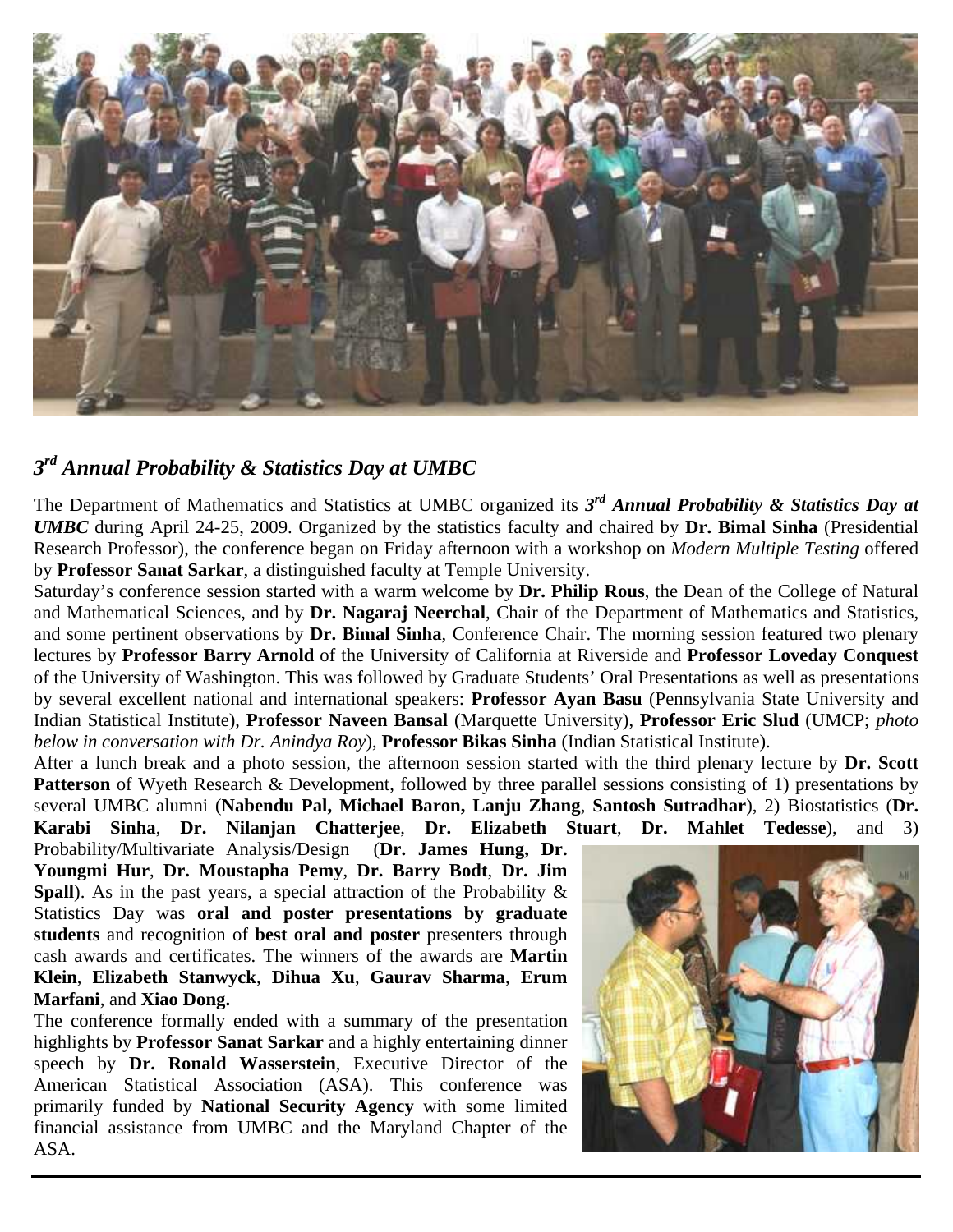## $3^{rd}$ Annual Probability & Statistics Day at UMBC

The Department of Mathematics and Statistics at UMBC organized its ***$3^{rd}$ Annual Probability & Statistics Day at UMBC*** during April 24-25, 2009. Organized by the statistics faculty and chaired by **Dr. Bimal Sinha** (Presidential Research Professor), the conference began on Friday afternoon with a workshop on *Modern Multiple Testing* offered by **Professor Sanat Sarkar**, a distinguished faculty at Temple University.

Saturday's conference session started with a warm welcome by **Dr. Philip Rous**, the Dean of the College of Natural and Mathematical Sciences, and by **Dr. Nagaraj Neerchal**, Chair of the Department of Mathematics and Statistics, and some pertinent observations by **Dr. Bimal Sinha**, Conference Chair. The morning session featured two plenary lectures by **Professor Barry Arnold** of the University of California at Riverside and **Professor Loveday Conquest** of the University of Washington. This was followed by Graduate Students' Oral Presentations as well as presentations by several excellent national and international speakers: **Professor Ayan Basu** (Pennsylvania State University and Indian Statistical Institute), **Professor Naveen Bansal** (Marquette University), **Professor Eric Slud** (UMCP; *photo below in conversation with Dr. Anindya Roy*), **Professor Bikas Sinha** (Indian Statistical Institute).

After a lunch break and a photo session, the afternoon session started with the third plenary lecture by **Dr. Scott Patterson** of Wyeth Research & Development, followed by three parallel sessions consisting of 1) presentations by several UMBC alumni (**Nabendu Pal, Michael Baron, Lanju Zhang**, **Santosh Sutradhar**), 2) Biostatistics (**Dr. Karabi Sinha**, **Dr. Nilanjan Chatterjee**, **Dr. Elizabeth Stuart**, **Dr. Mahlet Tedesse**), and 3) Probability/Multivariate Analysis/Design (**Dr. James Hung, Dr. Youngmi Hur**, **Dr. Moustapha Pemy**, **Dr. Barry Bodt**, **Dr. Jim Spall**). As in the past years, a special attraction of the Probability & Statistics Day was **oral and poster presentations by graduate students** and recognition of **best oral and poster** presenters through cash awards and certificates. The winners of the awards are **Martin Klein**, **Elizabeth Stanwyck**, **Dihua Xu**, **Gaurav Sharma**, **Erum Marfani**, and **Xiao Dong.**

The conference formally ended with a summary of the presentation highlights by **Professor Sanat Sarkar** and a highly entertaining dinner speech by **Dr. Ronald Wasserstein**, Executive Director of the American Statistical Association (ASA). This conference was primarily funded by **National Security Agency** with some limited financial assistance from UMBC and the Maryland Chapter of the ASA.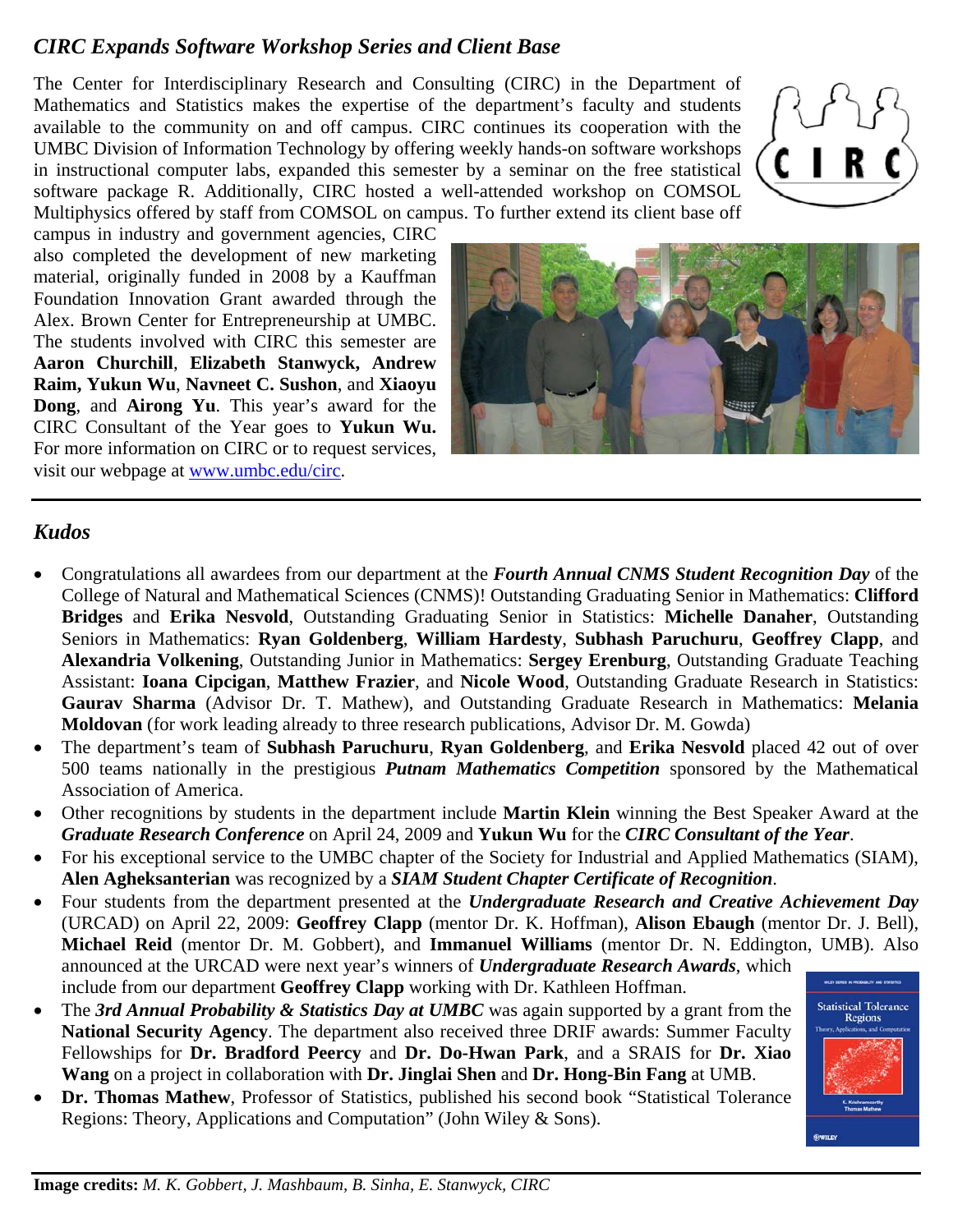## *CIRC Expands Software Workshop Series and Client Base*

The Center for Interdisciplinary Research and Consulting (CIRC) in the Department of Mathematics and Statistics makes the expertise of the department's faculty and students available to the community on and off campus. CIRC continues its cooperation with the UMBC Division of Information Technology by offering weekly hands-on software workshops in instructional computer labs, expanded this semester by a seminar on the free statistical software package R. Additionally, CIRC hosted a well-attended workshop on COMSOL Multiphysics offered by staff from COMSOL on campus. To further extend its client base off campus in industry and government agencies, CIRC also completed the development of new marketing material, originally funded in 2008 by a Kauffman Foundation Innovation Grant awarded through the Alex. Brown Center for Entrepreneurship at UMBC. The students involved with CIRC this semester are **Aaron Churchill**, **Elizabeth Stanwyck, Andrew Raim, Yukun Wu**, **Navneet C. Sushon**, and **Xiaoyu Dong**, and **Airong Yu**. This year's award for the CIRC Consultant of the Year goes to **Yukun Wu.** For more information on CIRC or to request services, visit our webpage at www.umbc.edu/circ.

## *Kudos*

- Congratulations all awardees from our department at the ***Fourth Annual CNMS Student Recognition Day*** of the College of Natural and Mathematical Sciences (CNMS)! Outstanding Graduating Senior in Mathematics: **Clifford Bridges** and **Erika Nesvold**, Outstanding Graduating Senior in Statistics: **Michelle Danaher**, Outstanding Seniors in Mathematics: **Ryan Goldenberg**, **William Hardesty**, **Subhash Paruchuru**, **Geoffrey Clapp**, and **Alexandria Volkening**, Outstanding Junior in Mathematics: **Sergey Erenburg**, Outstanding Graduate Teaching Assistant: **Ioana Cipcigan**, **Matthew Frazier**, and **Nicole Wood**, Outstanding Graduate Research in Statistics: **Gaurav Sharma** (Advisor Dr. T. Mathew), and Outstanding Graduate Research in Mathematics: **Melania Moldovan** (for work leading already to three research publications, Advisor Dr. M. Gowda)
- The department's team of **Subhash Paruchuru**, **Ryan Goldenberg**, and **Erika Nesvold** placed 42 out of over 500 teams nationally in the prestigious ***Putnam Mathematics Competition*** sponsored by the Mathematical Association of America.
- Other recognitions by students in the department include **Martin Klein** winning the Best Speaker Award at the ***Graduate Research Conference*** on April 24, 2009 and **Yukun Wu** for the ***CIRC Consultant of the Year***.
- For his exceptional service to the UMBC chapter of the Society for Industrial and Applied Mathematics (SIAM), **Alen Agheksanterian** was recognized by a ***SIAM Student Chapter Certificate of Recognition***.
- Four students from the department presented at the ***Undergraduate Research and Creative Achievement Day*** (URCAD) on April 22, 2009: **Geoffrey Clapp** (mentor Dr. K. Hoffman), **Alison Ebaugh** (mentor Dr. J. Bell), **Michael Reid** (mentor Dr. M. Gobbert), and **Immanuel Williams** (mentor Dr. N. Eddington, UMB). Also announced at the URCAD were next year's winners of ***Undergraduate Research Awards***, which include from our department **Geoffrey Clapp** working with Dr. Kathleen Hoffman.
- The ***3rd Annual Probability & Statistics Day at UMBC*** was again supported by a grant from the **National Security Agency**. The department also received three DRIF awards: Summer Faculty Fellowships for **Dr. Bradford Peercy** and **Dr. Do-Hwan Park**, and a SRAIS for **Dr. Xiao Wang** on a project in collaboration with **Dr. Jinglai Shen** and **Dr. Hong-Bin Fang** at UMB.
- **Dr. Thomas Mathew**, Professor of Statistics, published his second book "Statistical Tolerance Regions: Theory, Applications and Computation" (John Wiley & Sons).

**Image credits:** *M. K. Gobbert, J. Mashbaum, B. Sinha, E. Stanwyck, CIRC*